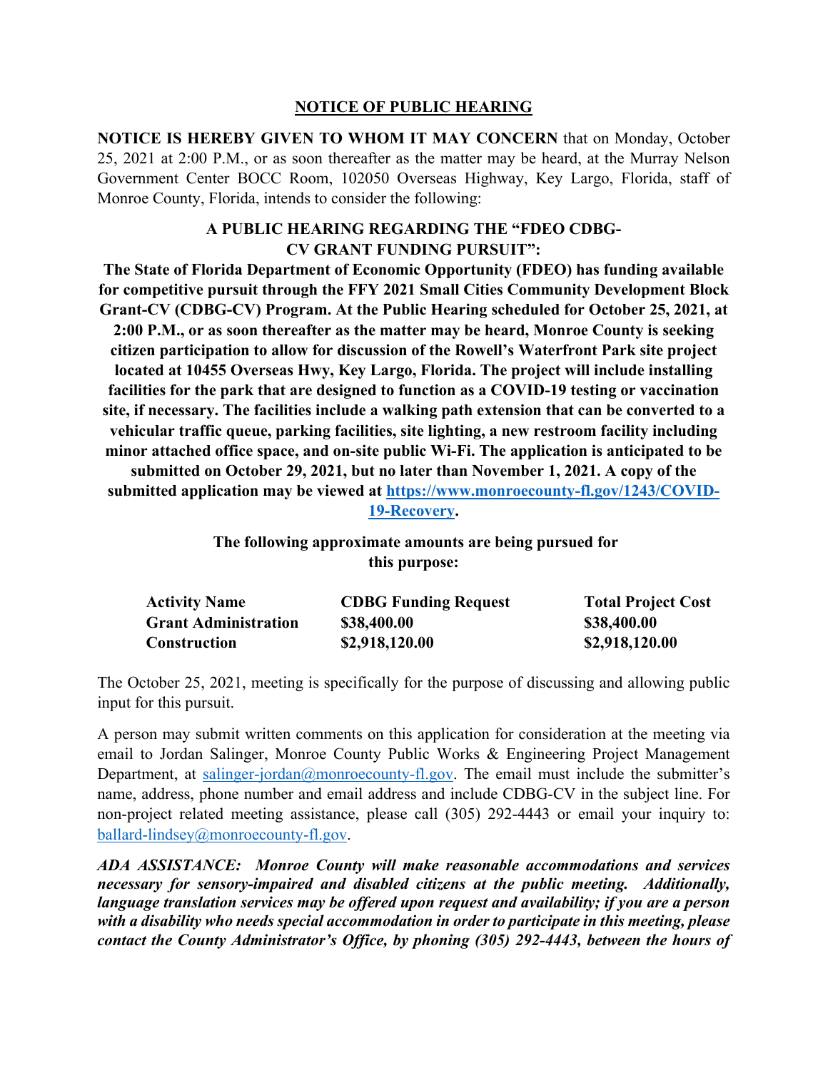## NOTICE OF PUBLIC HEARING

**NOTICE IS HEREBY GIVEN TO WHOM IT MAY CONCERN** that on Monday, October 25, 2021 at 2:00 P.M., or as soon thereafter as the matter may be heard, at the Murray Nelson Government Center BOCC Room, 102050 Overseas Highway, Key Largo, Florida, staff of Monroe County, Florida, intends to consider the following:

### A PUBLIC HEARING REGARDING THE "FDEO CDBG-CV GRANT FUNDING PURSUIT":

**The State of Florida Department of Economic Opportunity (FDEO) has funding available for competitive pursuit through the FFY 2021 Small Cities Community Development Block Grant-CV (CDBG-CV) Program. At the Public Hearing scheduled for October 25, 2021, at 2:00 P.M., or as soon thereafter as the matter may be heard, Monroe County is seeking citizen participation to allow for discussion of the Rowell's Waterfront Park site project located at 10455 Overseas Hwy, Key Largo, Florida. The project will include installing facilities for the park that are designed to function as a COVID-19 testing or vaccination site, if necessary. The facilities include a walking path extension that can be converted to a vehicular traffic queue, parking facilities, site lighting, a new restroom facility including minor attached office space, and on-site public Wi-Fi. The application is anticipated to be submitted on October 29, 2021, but no later than November 1, 2021. A copy of the submitted application may be viewed at [https://www.monroecounty-fl.gov/1243/COVID-19-Recovery](https://www.monroecounty-fl.gov/1243/COVID-19-Recovery).**

**The following approximate amounts are being pursued for this purpose:**

| Activity Name | CDBG Funding Request | Total Project Cost |
|---|---|---|
| Grant Administration | $38,400.00 | $38,400.00 |
| Construction | $2,918,120.00 | $2,918,120.00 |

The October 25, 2021, meeting is specifically for the purpose of discussing and allowing public input for this pursuit.

A person may submit written comments on this application for consideration at the meeting via email to Jordan Salinger, Monroe County Public Works & Engineering Project Management Department, at salinger-jordan@monroecounty-fl.gov. The email must include the submitter's name, address, phone number and email address and include CDBG-CV in the subject line. For non-project related meeting assistance, please call (305) 292-4443 or email your inquiry to: ballard-lindsey@monroecounty-fl.gov.

***ADA ASSISTANCE: Monroe County will make reasonable accommodations and services necessary for sensory-impaired and disabled citizens at the public meeting. Additionally, language translation services may be offered upon request and availability; if you are a person with a disability who needs special accommodation in order to participate in this meeting, please contact the County Administrator's Office, by phoning (305) 292-4443, between the hours of***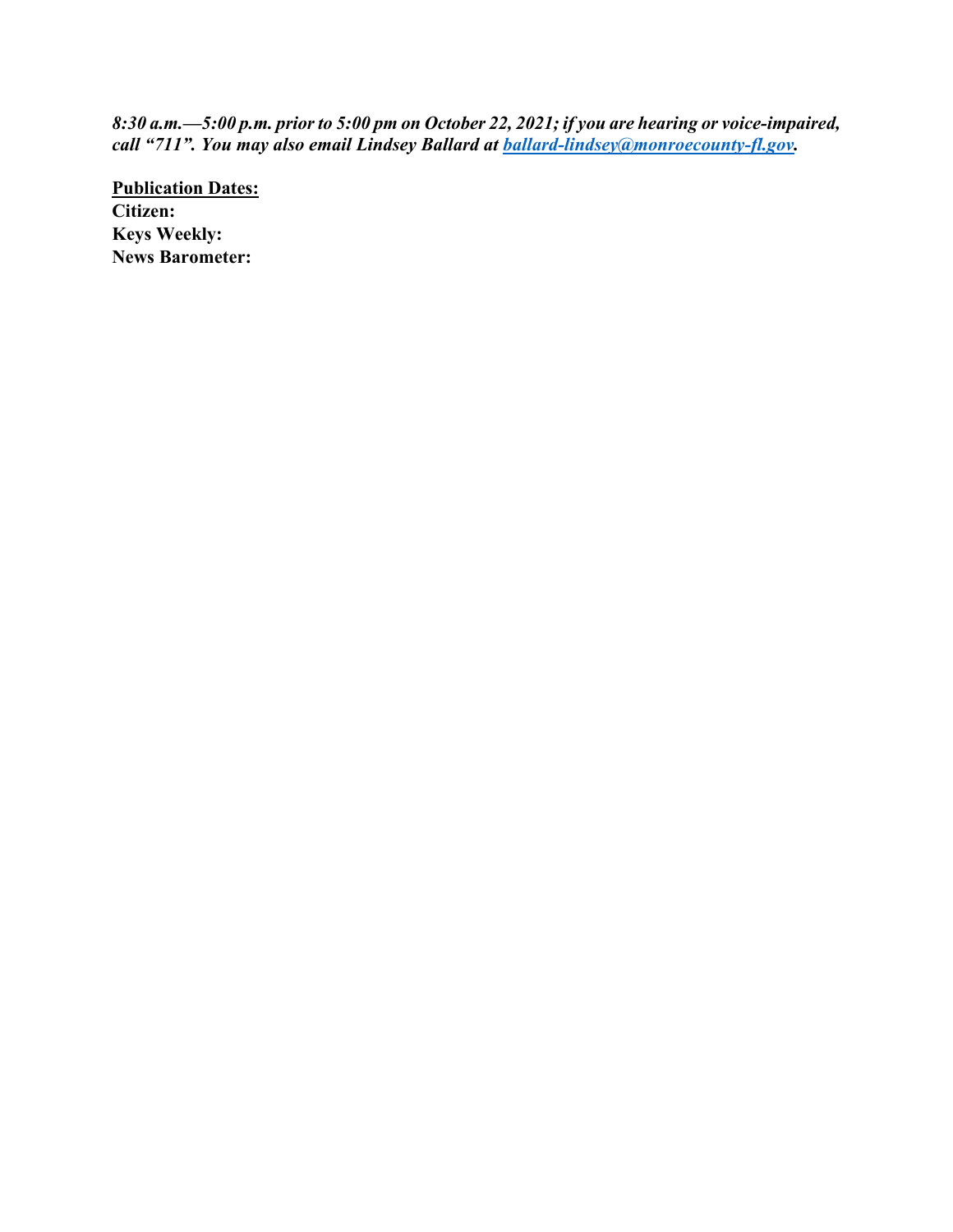***8:30 a.m.—5:00 p.m. prior to 5:00 pm on October 22, 2021; if you are hearing or voice-impaired, call "711". You may also email Lindsey Ballard at [ballard-lindsey@monroecounty-fl.gov](mailto:ballard-lindsey@monroecounty-fl.gov).***

**Publication Dates:**

**Citizen:**

**Keys Weekly:**

**News Barometer:**